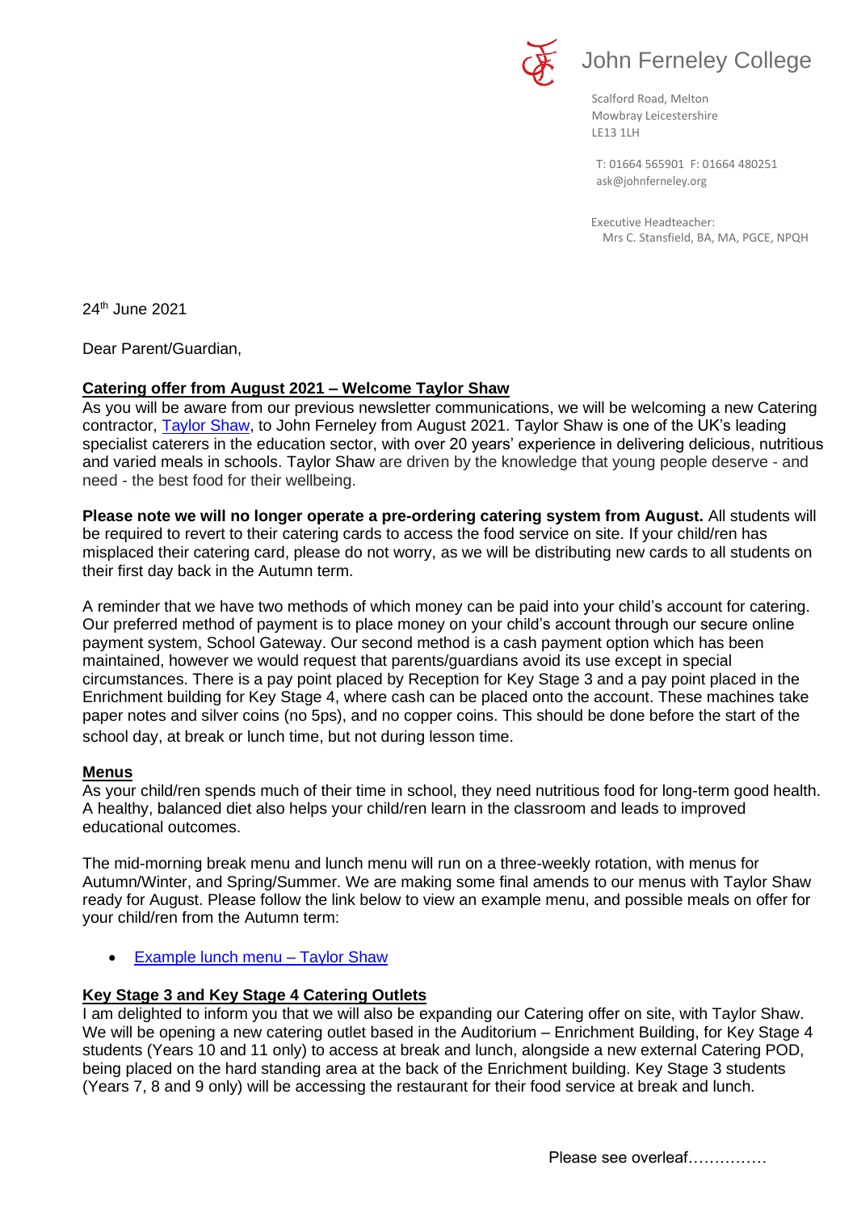John Ferneley College

Scalford Road, Melton
Mowbray Leicestershire
LE13 1LH

T: 01664 565901 F: 01664 480251
ask@johnferneley.org

Executive Headteacher:
Mrs C. Stansfield, BA, MA, PGCE, NPQH

24th June 2021

Dear Parent/Guardian,

**Catering offer from August 2021 – Welcome Taylor Shaw**

As you will be aware from our previous newsletter communications, we will be welcoming a new Catering contractor, Taylor Shaw, to John Ferneley from August 2021. Taylor Shaw is one of the UK's leading specialist caterers in the education sector, with over 20 years' experience in delivering delicious, nutritious and varied meals in schools. Taylor Shaw are driven by the knowledge that young people deserve - and need - the best food for their wellbeing.

**Please note we will no longer operate a pre-ordering catering system from August.** All students will be required to revert to their catering cards to access the food service on site. If your child/ren has misplaced their catering card, please do not worry, as we will be distributing new cards to all students on their first day back in the Autumn term.

A reminder that we have two methods of which money can be paid into your child's account for catering. Our preferred method of payment is to place money on your child's account through our secure online payment system, School Gateway. Our second method is a cash payment option which has been maintained, however we would request that parents/guardians avoid its use except in special circumstances. There is a pay point placed by Reception for Key Stage 3 and a pay point placed in the Enrichment building for Key Stage 4, where cash can be placed onto the account. These machines take paper notes and silver coins (no 5ps), and no copper coins. This should be done before the start of the school day, at break or lunch time, but not during lesson time.

**Menus**

As your child/ren spends much of their time in school, they need nutritious food for long-term good health. A healthy, balanced diet also helps your child/ren learn in the classroom and leads to improved educational outcomes.

The mid-morning break menu and lunch menu will run on a three-weekly rotation, with menus for Autumn/Winter, and Spring/Summer. We are making some final amends to our menus with Taylor Shaw ready for August. Please follow the link below to view an example menu, and possible meals on offer for your child/ren from the Autumn term:

- Example lunch menu – Taylor Shaw

**Key Stage 3 and Key Stage 4 Catering Outlets**

I am delighted to inform you that we will also be expanding our Catering offer on site, with Taylor Shaw. We will be opening a new catering outlet based in the Auditorium – Enrichment Building, for Key Stage 4 students (Years 10 and 11 only) to access at break and lunch, alongside a new external Catering POD, being placed on the hard standing area at the back of the Enrichment building. Key Stage 3 students (Years 7, 8 and 9 only) will be accessing the restaurant for their food service at break and lunch.

Please see overleaf……………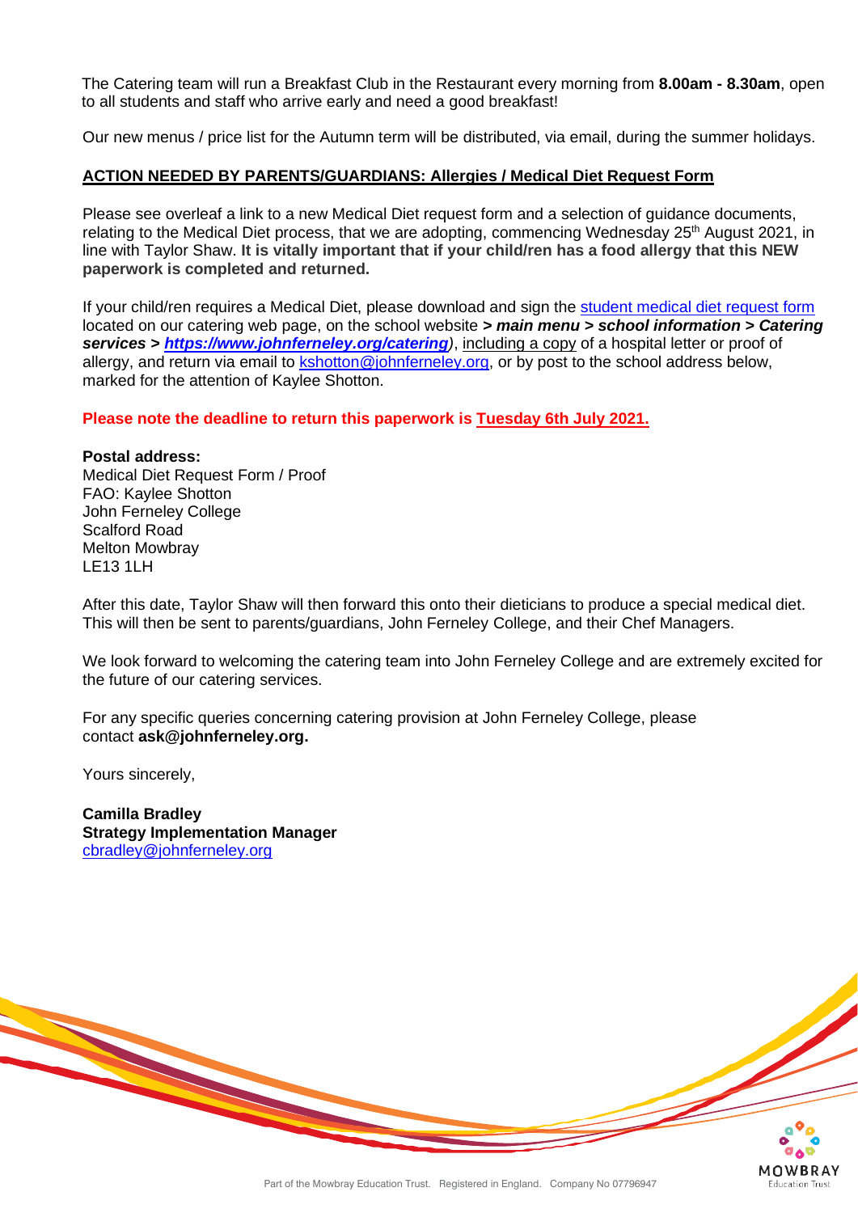The Catering team will run a Breakfast Club in the Restaurant every morning from **8.00am - 8.30am**, open to all students and staff who arrive early and need a good breakfast!

Our new menus / price list for the Autumn term will be distributed, via email, during the summer holidays.

## ACTION NEEDED BY PARENTS/GUARDIANS: Allergies / Medical Diet Request Form

Please see overleaf a link to a new Medical Diet request form and a selection of guidance documents, relating to the Medical Diet process, that we are adopting, commencing Wednesday 25th August 2021, in line with Taylor Shaw. **It is vitally important that if your child/ren has a food allergy that this NEW paperwork is completed and returned.**

If your child/ren requires a Medical Diet, please download and sign the student medical diet request form located on our catering web page, on the school website ***> main menu > school information > Catering services > https://www.johnferneley.org/catering)***, including a copy of a hospital letter or proof of allergy, and return via email to kshotton@johnferneley.org, or by post to the school address below, marked for the attention of Kaylee Shotton.

**Please note the deadline to return this paperwork is Tuesday 6th July 2021.**

**Postal address:**
Medical Diet Request Form / Proof
FAO: Kaylee Shotton
John Ferneley College
Scalford Road
Melton Mowbray
LE13 1LH

After this date, Taylor Shaw will then forward this onto their dieticians to produce a special medical diet. This will then be sent to parents/guardians, John Ferneley College, and their Chef Managers.

We look forward to welcoming the catering team into John Ferneley College and are extremely excited for the future of our catering services.

For any specific queries concerning catering provision at John Ferneley College, please contact **ask@johnferneley.org.**

Yours sincerely,

**Camilla Bradley**
**Strategy Implementation Manager**
cbradley@johnferneley.org

Part of the Mowbray Education Trust. Registered in England. Company No 07796947

MOWBRAY
Education Trust